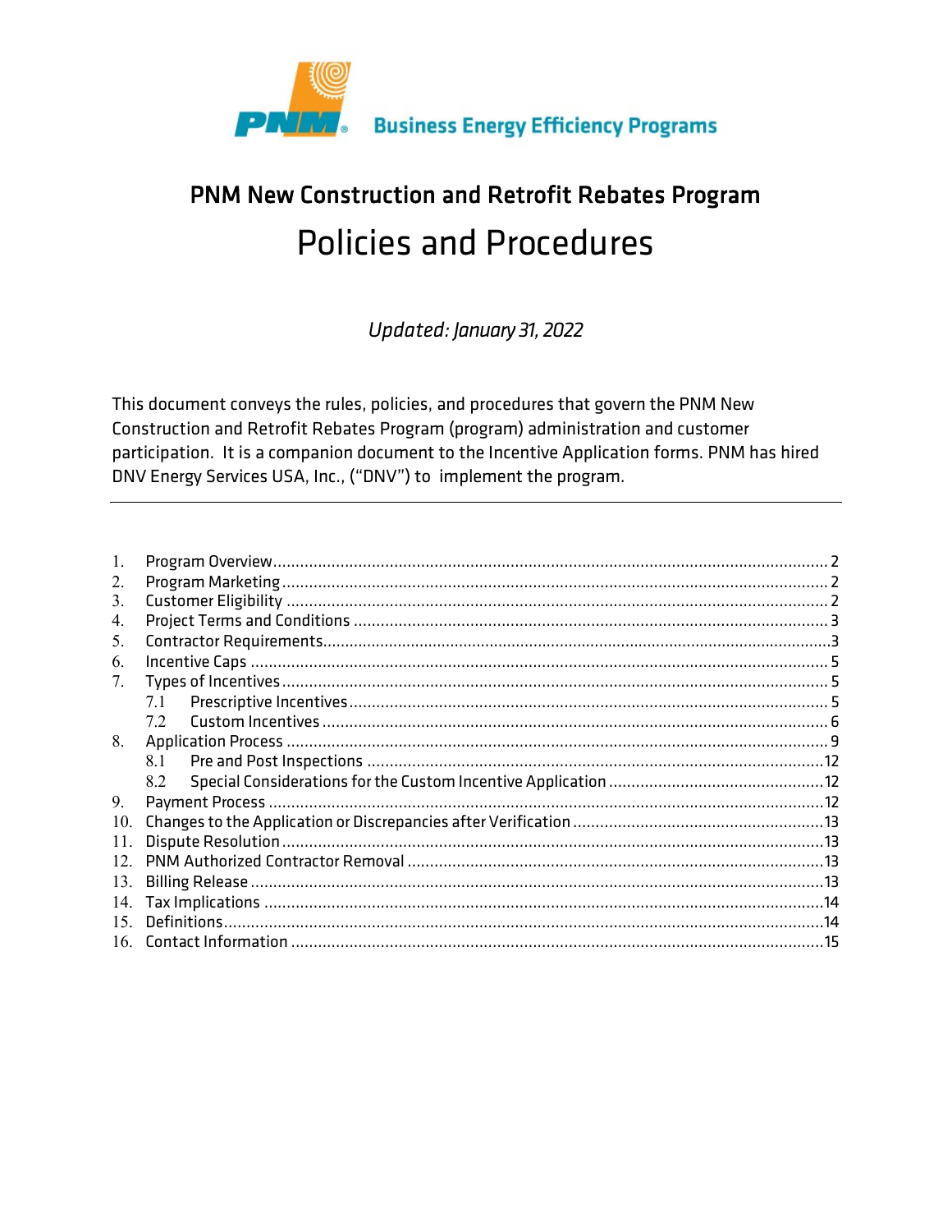PNM Business Energy Efficiency Programs

# PNM New Construction and Retrofit Rebates Program

# Policies and Procedures

*Updated: January 31, 2022*

This document conveys the rules, policies, and procedures that govern the PNM New Construction and Retrofit Rebates Program (program) administration and customer participation. It is a companion document to the Incentive Application forms. PNM has hired DNV Energy Services USA, Inc., ("DNV") to implement the program.

---

1. Program Overview .......... 2
2. Program Marketing .......... 2
3. Customer Eligibility .......... 2
4. Project Terms and Conditions .......... 3
5. Contractor Requirements .......... 3
6. Incentive Caps .......... 5
7. Types of Incentives .......... 5
   - 7.1 Prescriptive Incentives .......... 5
   - 7.2 Custom Incentives .......... 6
8. Application Process .......... 9
   - 8.1 Pre and Post Inspections .......... 12
   - 8.2 Special Considerations for the Custom Incentive Application .......... 12
9. Payment Process .......... 12
10. Changes to the Application or Discrepancies after Verification .......... 13
11. Dispute Resolution .......... 13
12. PNM Authorized Contractor Removal .......... 13
13. Billing Release .......... 13
14. Tax Implications .......... 14
15. Definitions .......... 14
16. Contact Information .......... 15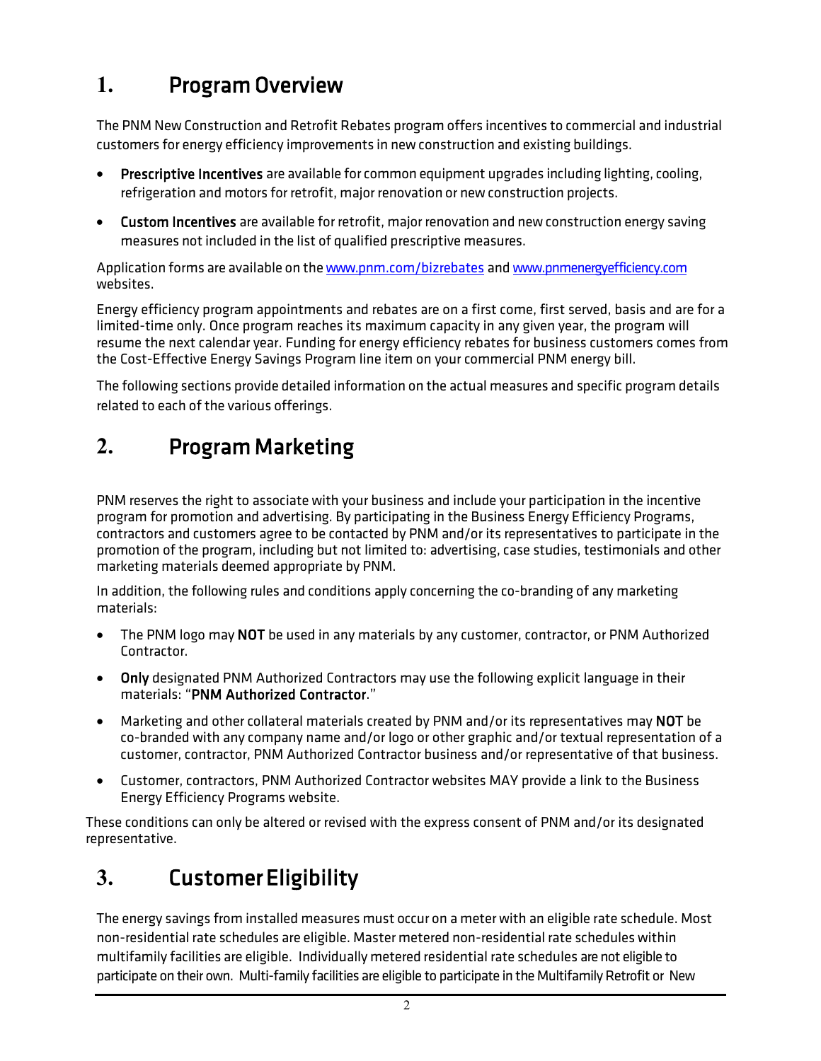# 1. Program Overview

The PNM New Construction and Retrofit Rebates program offers incentives to commercial and industrial customers for energy efficiency improvements in new construction and existing buildings.

- **Prescriptive Incentives** are available for common equipment upgrades including lighting, cooling, refrigeration and motors for retrofit, major renovation or new construction projects.
- **Custom Incentives** are available for retrofit, major renovation and new construction energy saving measures not included in the list of qualified prescriptive measures.

Application forms are available on the www.pnm.com/bizrebates and www.pnmenergyefficiency.com websites.

Energy efficiency program appointments and rebates are on a first come, first served, basis and are for a limited-time only. Once program reaches its maximum capacity in any given year, the program will resume the next calendar year. Funding for energy efficiency rebates for business customers comes from the Cost-Effective Energy Savings Program line item on your commercial PNM energy bill.

The following sections provide detailed information on the actual measures and specific program details related to each of the various offerings.

# 2. Program Marketing

PNM reserves the right to associate with your business and include your participation in the incentive program for promotion and advertising. By participating in the Business Energy Efficiency Programs, contractors and customers agree to be contacted by PNM and/or its representatives to participate in the promotion of the program, including but not limited to: advertising, case studies, testimonials and other marketing materials deemed appropriate by PNM.

In addition, the following rules and conditions apply concerning the co-branding of any marketing materials:

- The PNM logo may **NOT** be used in any materials by any customer, contractor, or PNM Authorized Contractor.
- **Only** designated PNM Authorized Contractors may use the following explicit language in their materials: "**PNM Authorized Contractor**."
- Marketing and other collateral materials created by PNM and/or its representatives may **NOT** be co-branded with any company name and/or logo or other graphic and/or textual representation of a customer, contractor, PNM Authorized Contractor business and/or representative of that business.
- Customer, contractors, PNM Authorized Contractor websites MAY provide a link to the Business Energy Efficiency Programs website.

These conditions can only be altered or revised with the express consent of PNM and/or its designated representative.

# 3. Customer Eligibility

The energy savings from installed measures must occur on a meter with an eligible rate schedule. Most non-residential rate schedules are eligible. Master metered non-residential rate schedules within multifamily facilities are eligible. Individually metered residential rate schedules are not eligible to participate on their own. Multi-family facilities are eligible to participate in the Multifamily Retrofit or New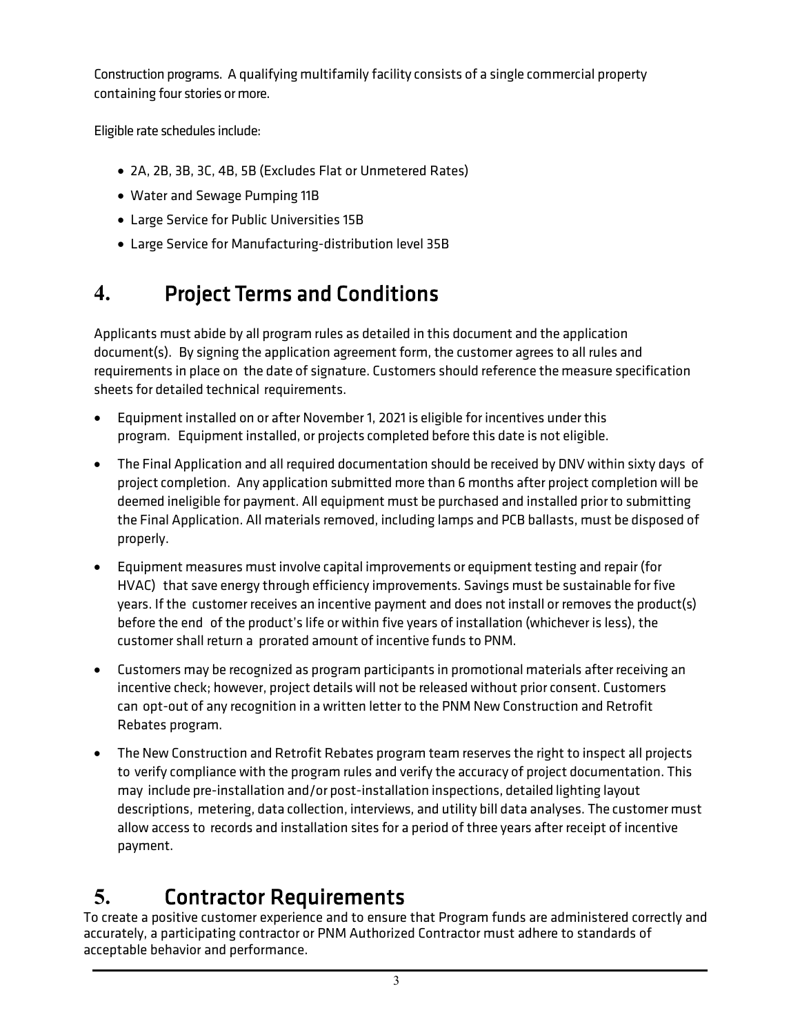Construction programs. A qualifying multifamily facility consists of a single commercial property containing four stories or more.

Eligible rate schedules include:

- 2A, 2B, 3B, 3C, 4B, 5B (Excludes Flat or Unmetered Rates)
- Water and Sewage Pumping 11B
- Large Service for Public Universities 15B
- Large Service for Manufacturing-distribution level 35B

## 4. Project Terms and Conditions

Applicants must abide by all program rules as detailed in this document and the application document(s). By signing the application agreement form, the customer agrees to all rules and requirements in place on the date of signature. Customers should reference the measure specification sheets for detailed technical requirements.

- Equipment installed on or after November 1, 2021 is eligible for incentives under this program. Equipment installed, or projects completed before this date is not eligible.
- The Final Application and all required documentation should be received by DNV within sixty days of project completion. Any application submitted more than 6 months after project completion will be deemed ineligible for payment. All equipment must be purchased and installed prior to submitting the Final Application. All materials removed, including lamps and PCB ballasts, must be disposed of properly.
- Equipment measures must involve capital improvements or equipment testing and repair (for HVAC) that save energy through efficiency improvements. Savings must be sustainable for five years. If the customer receives an incentive payment and does not install or removes the product(s) before the end of the product's life or within five years of installation (whichever is less), the customer shall return a prorated amount of incentive funds to PNM.
- Customers may be recognized as program participants in promotional materials after receiving an incentive check; however, project details will not be released without prior consent. Customers can opt-out of any recognition in a written letter to the PNM New Construction and Retrofit Rebates program.
- The New Construction and Retrofit Rebates program team reserves the right to inspect all projects to verify compliance with the program rules and verify the accuracy of project documentation. This may include pre-installation and/or post-installation inspections, detailed lighting layout descriptions, metering, data collection, interviews, and utility bill data analyses. The customer must allow access to records and installation sites for a period of three years after receipt of incentive payment.

## 5. Contractor Requirements

To create a positive customer experience and to ensure that Program funds are administered correctly and accurately, a participating contractor or PNM Authorized Contractor must adhere to standards of acceptable behavior and performance.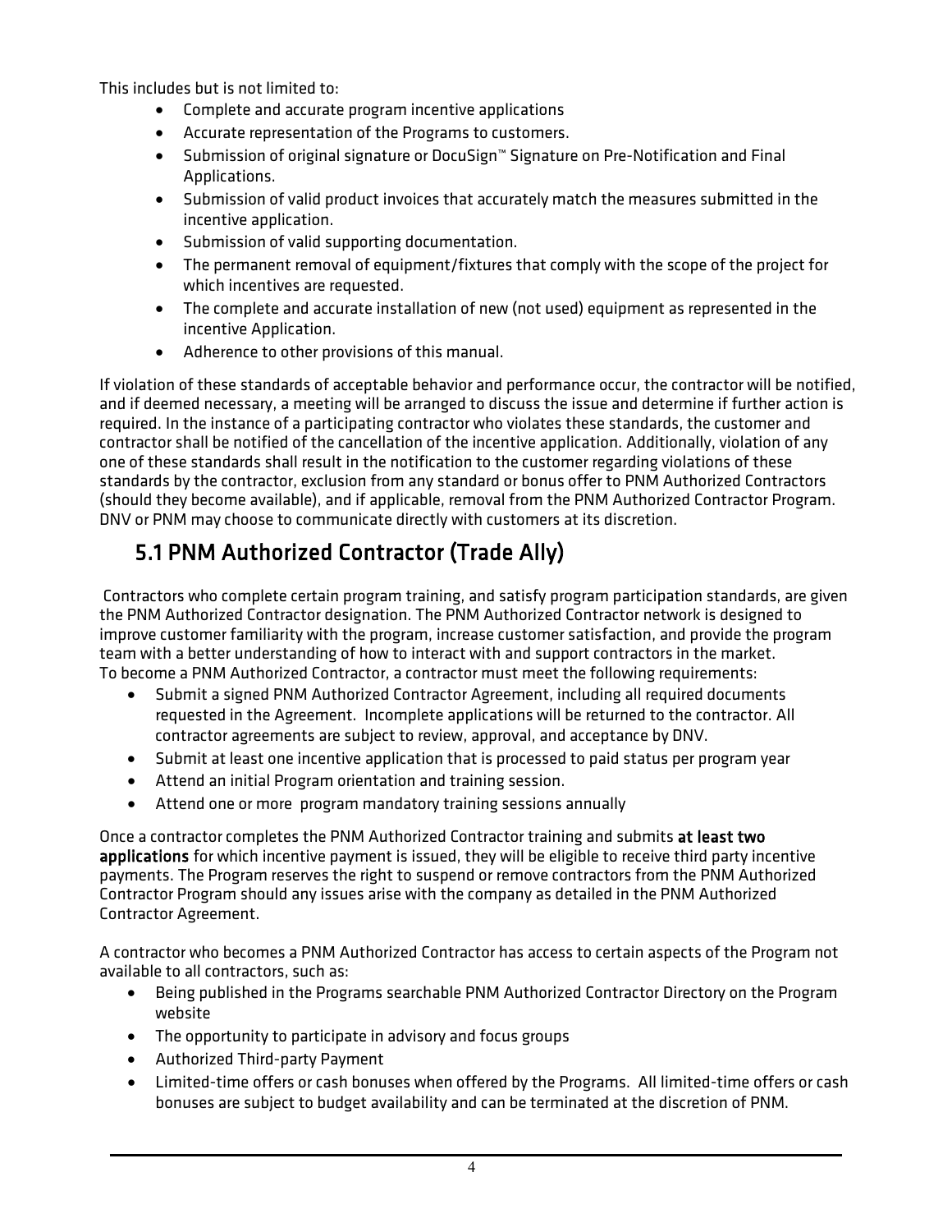This includes but is not limited to:

- Complete and accurate program incentive applications
- Accurate representation of the Programs to customers.
- Submission of original signature or DocuSign™ Signature on Pre-Notification and Final Applications.
- Submission of valid product invoices that accurately match the measures submitted in the incentive application.
- Submission of valid supporting documentation.
- The permanent removal of equipment/fixtures that comply with the scope of the project for which incentives are requested.
- The complete and accurate installation of new (not used) equipment as represented in the incentive Application.
- Adherence to other provisions of this manual.

If violation of these standards of acceptable behavior and performance occur, the contractor will be notified, and if deemed necessary, a meeting will be arranged to discuss the issue and determine if further action is required. In the instance of a participating contractor who violates these standards, the customer and contractor shall be notified of the cancellation of the incentive application. Additionally, violation of any one of these standards shall result in the notification to the customer regarding violations of these standards by the contractor, exclusion from any standard or bonus offer to PNM Authorized Contractors (should they become available), and if applicable, removal from the PNM Authorized Contractor Program. DNV or PNM may choose to communicate directly with customers at its discretion.

## 5.1 PNM Authorized Contractor (Trade Ally)

Contractors who complete certain program training, and satisfy program participation standards, are given the PNM Authorized Contractor designation. The PNM Authorized Contractor network is designed to improve customer familiarity with the program, increase customer satisfaction, and provide the program team with a better understanding of how to interact with and support contractors in the market. To become a PNM Authorized Contractor, a contractor must meet the following requirements:

- Submit a signed PNM Authorized Contractor Agreement, including all required documents requested in the Agreement. Incomplete applications will be returned to the contractor. All contractor agreements are subject to review, approval, and acceptance by DNV.
- Submit at least one incentive application that is processed to paid status per program year
- Attend an initial Program orientation and training session.
- Attend one or more program mandatory training sessions annually

Once a contractor completes the PNM Authorized Contractor training and submits **at least two applications** for which incentive payment is issued, they will be eligible to receive third party incentive payments. The Program reserves the right to suspend or remove contractors from the PNM Authorized Contractor Program should any issues arise with the company as detailed in the PNM Authorized Contractor Agreement.

A contractor who becomes a PNM Authorized Contractor has access to certain aspects of the Program not available to all contractors, such as:

- Being published in the Programs searchable PNM Authorized Contractor Directory on the Program website
- The opportunity to participate in advisory and focus groups
- Authorized Third-party Payment
- Limited-time offers or cash bonuses when offered by the Programs. All limited-time offers or cash bonuses are subject to budget availability and can be terminated at the discretion of PNM.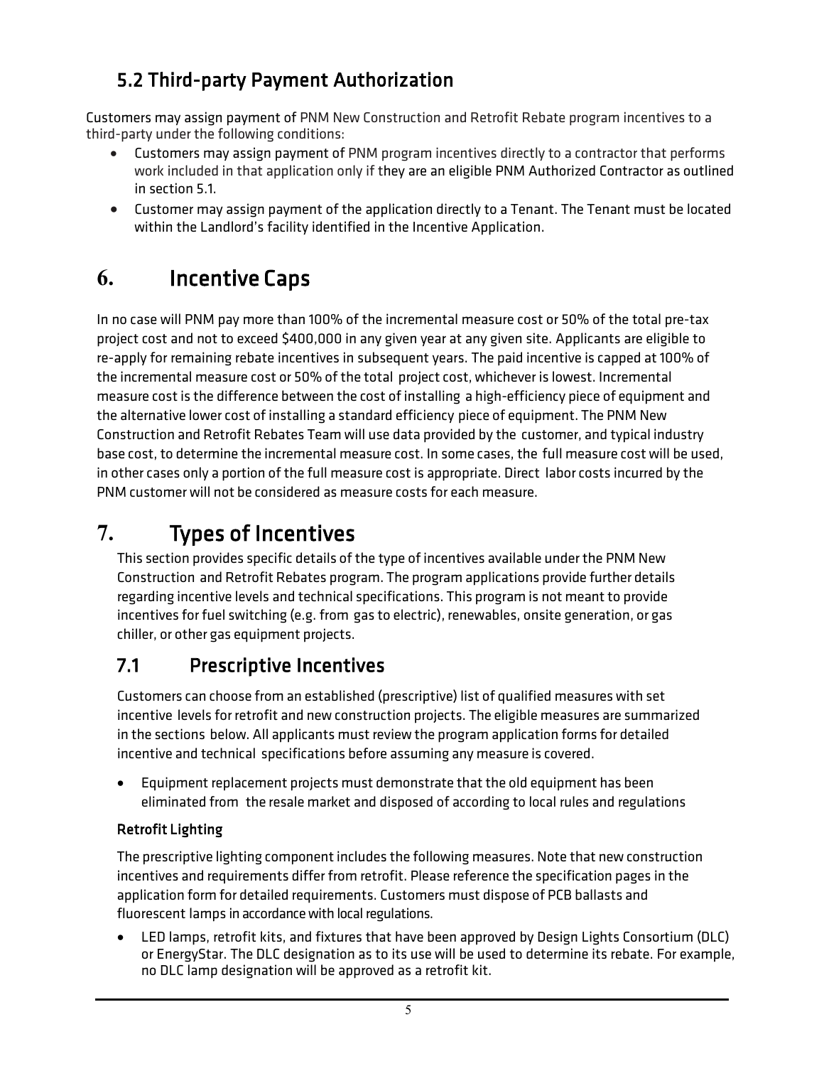## 5.2 Third-party Payment Authorization

Customers may assign payment of PNM New Construction and Retrofit Rebate program incentives to a third-party under the following conditions:

- Customers may assign payment of PNM program incentives directly to a contractor that performs work included in that application only if they are an eligible PNM Authorized Contractor as outlined in section 5.1.
- Customer may assign payment of the application directly to a Tenant. The Tenant must be located within the Landlord's facility identified in the Incentive Application.

# 6. Incentive Caps

In no case will PNM pay more than 100% of the incremental measure cost or 50% of the total pre-tax project cost and not to exceed $400,000 in any given year at any given site. Applicants are eligible to re-apply for remaining rebate incentives in subsequent years. The paid incentive is capped at 100% of the incremental measure cost or 50% of the total project cost, whichever is lowest. Incremental measure cost is the difference between the cost of installing a high-efficiency piece of equipment and the alternative lower cost of installing a standard efficiency piece of equipment. The PNM New Construction and Retrofit Rebates Team will use data provided by the customer, and typical industry base cost, to determine the incremental measure cost. In some cases, the full measure cost will be used, in other cases only a portion of the full measure cost is appropriate. Direct labor costs incurred by the PNM customer will not be considered as measure costs for each measure.

# 7. Types of Incentives

This section provides specific details of the type of incentives available under the PNM New Construction and Retrofit Rebates program. The program applications provide further details regarding incentive levels and technical specifications. This program is not meant to provide incentives for fuel switching (e.g. from gas to electric), renewables, onsite generation, or gas chiller, or other gas equipment projects.

## 7.1 Prescriptive Incentives

Customers can choose from an established (prescriptive) list of qualified measures with set incentive levels for retrofit and new construction projects. The eligible measures are summarized in the sections below. All applicants must review the program application forms for detailed incentive and technical specifications before assuming any measure is covered.

- Equipment replacement projects must demonstrate that the old equipment has been eliminated from the resale market and disposed of according to local rules and regulations

### Retrofit Lighting

The prescriptive lighting component includes the following measures. Note that new construction incentives and requirements differ from retrofit. Please reference the specification pages in the application form for detailed requirements. Customers must dispose of PCB ballasts and fluorescent lamps in accordance with local regulations.

- LED lamps, retrofit kits, and fixtures that have been approved by Design Lights Consortium (DLC) or EnergyStar. The DLC designation as to its use will be used to determine its rebate. For example, no DLC lamp designation will be approved as a retrofit kit.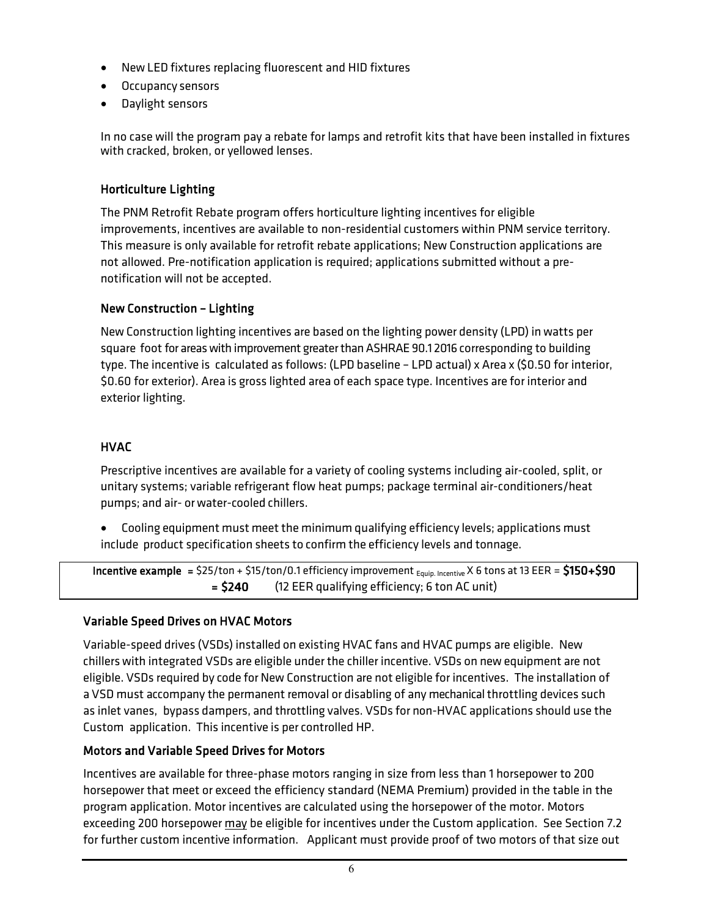- New LED fixtures replacing fluorescent and HID fixtures
- Occupancy sensors
- Daylight sensors

In no case will the program pay a rebate for lamps and retrofit kits that have been installed in fixtures with cracked, broken, or yellowed lenses.

### Horticulture Lighting

The PNM Retrofit Rebate program offers horticulture lighting incentives for eligible improvements, incentives are available to non-residential customers within PNM service territory. This measure is only available for retrofit rebate applications; New Construction applications are not allowed. Pre-notification application is required; applications submitted without a pre-notification will not be accepted.

### New Construction – Lighting

New Construction lighting incentives are based on the lighting power density (LPD) in watts per square foot for areas with improvement greater than ASHRAE 90.1 2016 corresponding to building type. The incentive is calculated as follows: (LPD baseline – LPD actual) x Area x ($0.50 for interior, $0.60 for exterior). Area is gross lighted area of each space type. Incentives are for interior and exterior lighting.

### HVAC

Prescriptive incentives are available for a variety of cooling systems including air-cooled, split, or unitary systems; variable refrigerant flow heat pumps; package terminal air-conditioners/heat pumps; and air- or water-cooled chillers.

- Cooling equipment must meet the minimum qualifying efficiency levels; applications must include product specification sheets to confirm the efficiency levels and tonnage.

**Incentive example** = $25/ton + $15/ton/0.1 efficiency improvement $_{\text{Equip. Incentive}}$ X 6 tons at 13 EER = **$150+$90 = $240** (12 EER qualifying efficiency; 6 ton AC unit)

### Variable Speed Drives on HVAC Motors

Variable-speed drives (VSDs) installed on existing HVAC fans and HVAC pumps are eligible. New chillers with integrated VSDs are eligible under the chiller incentive. VSDs on new equipment are not eligible. VSDs required by code for New Construction are not eligible for incentives. The installation of a VSD must accompany the permanent removal or disabling of any mechanical throttling devices such as inlet vanes, bypass dampers, and throttling valves. VSDs for non-HVAC applications should use the Custom application. This incentive is per controlled HP.

### Motors and Variable Speed Drives for Motors

Incentives are available for three-phase motors ranging in size from less than 1 horsepower to 200 horsepower that meet or exceed the efficiency standard (NEMA Premium) provided in the table in the program application. Motor incentives are calculated using the horsepower of the motor. Motors exceeding 200 horsepower may be eligible for incentives under the Custom application. See Section 7.2 for further custom incentive information. Applicant must provide proof of two motors of that size out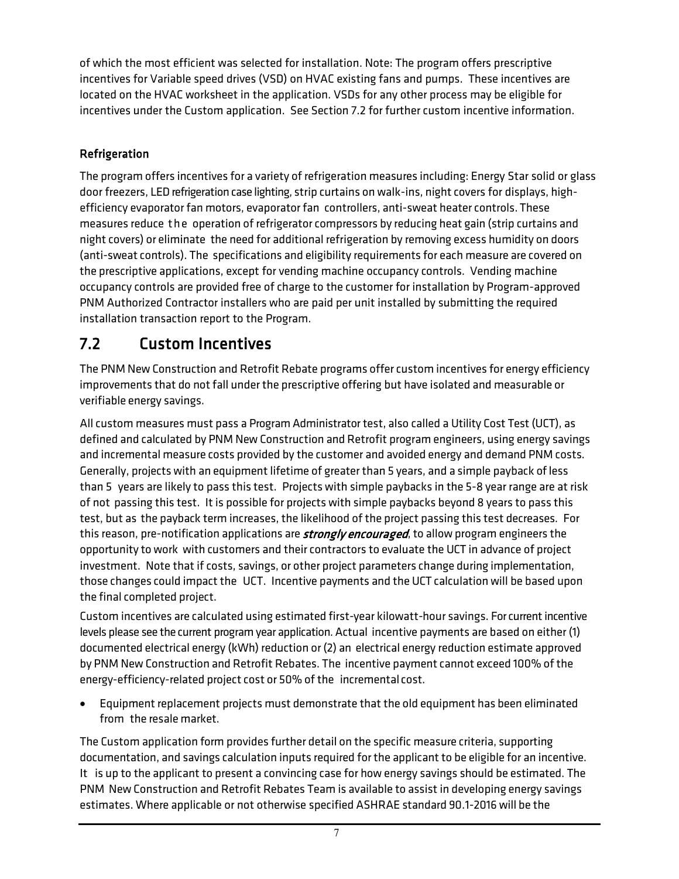of which the most efficient was selected for installation. Note: The program offers prescriptive incentives for Variable speed drives (VSD) on HVAC existing fans and pumps. These incentives are located on the HVAC worksheet in the application. VSDs for any other process may be eligible for incentives under the Custom application. See Section 7.2 for further custom incentive information.

### Refrigeration

The program offers incentives for a variety of refrigeration measures including: Energy Star solid or glass door freezers, LED refrigeration case lighting, strip curtains on walk-ins, night covers for displays, high-efficiency evaporator fan motors, evaporator fan controllers, anti-sweat heater controls. These measures reduce the operation of refrigerator compressors by reducing heat gain (strip curtains and night covers) or eliminate the need for additional refrigeration by removing excess humidity on doors (anti-sweat controls). The specifications and eligibility requirements for each measure are covered on the prescriptive applications, except for vending machine occupancy controls. Vending machine occupancy controls are provided free of charge to the customer for installation by Program-approved PNM Authorized Contractor installers who are paid per unit installed by submitting the required installation transaction report to the Program.

## 7.2 Custom Incentives

The PNM New Construction and Retrofit Rebate programs offer custom incentives for energy efficiency improvements that do not fall under the prescriptive offering but have isolated and measurable or verifiable energy savings.

All custom measures must pass a Program Administrator test, also called a Utility Cost Test (UCT), as defined and calculated by PNM New Construction and Retrofit program engineers, using energy savings and incremental measure costs provided by the customer and avoided energy and demand PNM costs. Generally, projects with an equipment lifetime of greater than 5 years, and a simple payback of less than 5 years are likely to pass this test. Projects with simple paybacks in the 5-8 year range are at risk of not passing this test. It is possible for projects with simple paybacks beyond 8 years to pass this test, but as the payback term increases, the likelihood of the project passing this test decreases. For this reason, pre-notification applications are ***strongly encouraged***, to allow program engineers the opportunity to work with customers and their contractors to evaluate the UCT in advance of project investment. Note that if costs, savings, or other project parameters change during implementation, those changes could impact the UCT. Incentive payments and the UCT calculation will be based upon the final completed project.

Custom incentives are calculated using estimated first-year kilowatt-hour savings. For current incentive levels please see the current program year application. Actual incentive payments are based on either (1) documented electrical energy (kWh) reduction or (2) an electrical energy reduction estimate approved by PNM New Construction and Retrofit Rebates. The incentive payment cannot exceed 100% of the energy-efficiency-related project cost or 50% of the incremental cost.

- Equipment replacement projects must demonstrate that the old equipment has been eliminated from the resale market.

The Custom application form provides further detail on the specific measure criteria, supporting documentation, and savings calculation inputs required for the applicant to be eligible for an incentive. It is up to the applicant to present a convincing case for how energy savings should be estimated. The PNM New Construction and Retrofit Rebates Team is available to assist in developing energy savings estimates. Where applicable or not otherwise specified ASHRAE standard 90.1-2016 will be the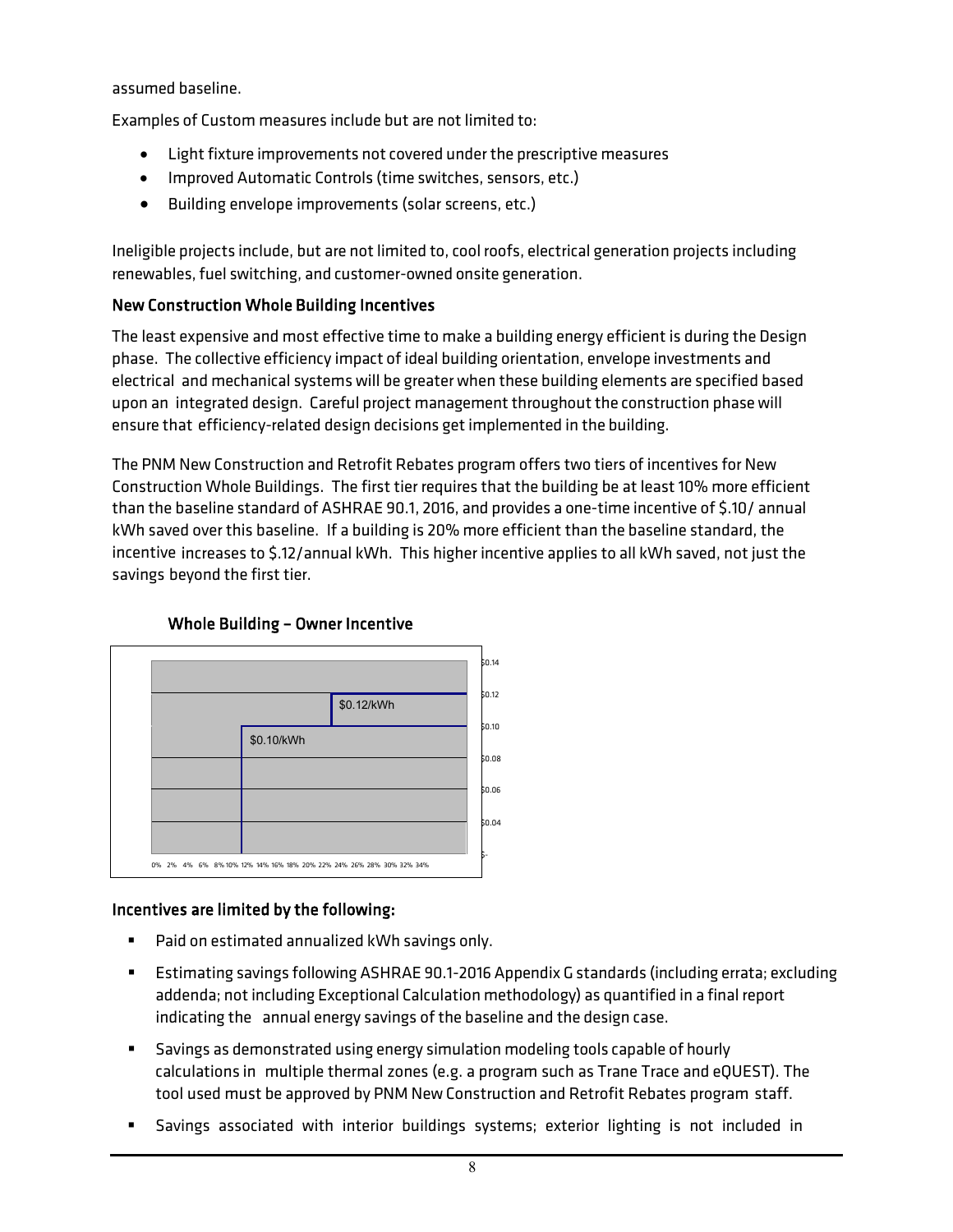assumed baseline.

Examples of Custom measures include but are not limited to:

- Light fixture improvements not covered under the prescriptive measures
- Improved Automatic Controls (time switches, sensors, etc.)
- Building envelope improvements (solar screens, etc.)

Ineligible projects include, but are not limited to, cool roofs, electrical generation projects including renewables, fuel switching, and customer-owned onsite generation.

### New Construction Whole Building Incentives

The least expensive and most effective time to make a building energy efficient is during the Design phase. The collective efficiency impact of ideal building orientation, envelope investments and electrical and mechanical systems will be greater when these building elements are specified based upon an integrated design. Careful project management throughout the construction phase will ensure that efficiency-related design decisions get implemented in the building.

The PNM New Construction and Retrofit Rebates program offers two tiers of incentives for New Construction Whole Buildings. The first tier requires that the building be at least 10% more efficient than the baseline standard of ASHRAE 90.1, 2016, and provides a one-time incentive of \$.10/ annual kWh saved over this baseline. If a building is 20% more efficient than the baseline standard, the incentive increases to \$.12/annual kWh. This higher incentive applies to all kWh saved, not just the savings beyond the first tier.

### Whole Building – Owner Incentive

$0.12/kWh

$0.10/kWh

$0.14 $0.12 $0.10 $0.08 $0.06 $0.04 $-

0% 2% 4% 6% 8% 10% 12% 14% 16% 18% 20% 22% 24% 26% 28% 30% 32% 34%

### Incentives are limited by the following:

- Paid on estimated annualized kWh savings only.
- Estimating savings following ASHRAE 90.1-2016 Appendix G standards (including errata; excluding addenda; not including Exceptional Calculation methodology) as quantified in a final report indicating the annual energy savings of the baseline and the design case.
- Savings as demonstrated using energy simulation modeling tools capable of hourly calculations in multiple thermal zones (e.g. a program such as Trane Trace and eQUEST). The tool used must be approved by PNM New Construction and Retrofit Rebates program staff.
- Savings associated with interior buildings systems; exterior lighting is not included in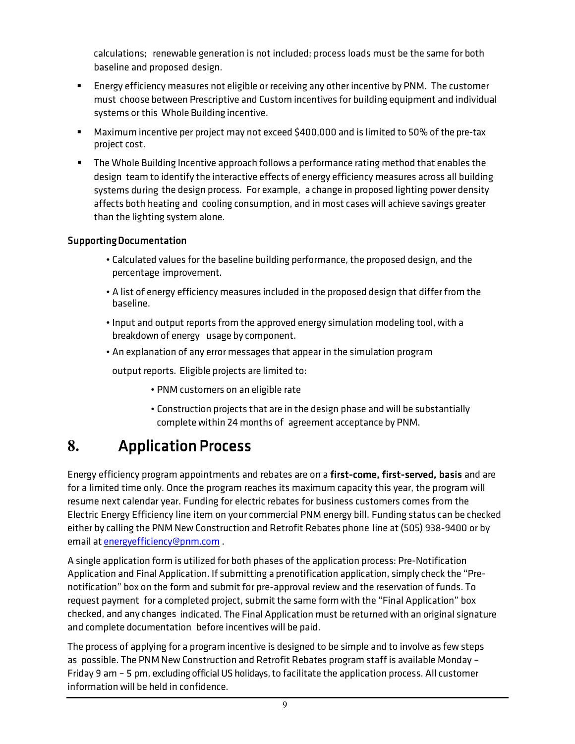calculations; renewable generation is not included; process loads must be the same for both baseline and proposed design.

- Energy efficiency measures not eligible or receiving any other incentive by PNM. The customer must choose between Prescriptive and Custom incentives for building equipment and individual systems or this Whole Building incentive.
- Maximum incentive per project may not exceed $400,000 and is limited to 50% of the pre-tax project cost.
- The Whole Building Incentive approach follows a performance rating method that enables the design team to identify the interactive effects of energy efficiency measures across all building systems during the design process. For example, a change in proposed lighting power density affects both heating and cooling consumption, and in most cases will achieve savings greater than the lighting system alone.

### Supporting Documentation

- Calculated values for the baseline building performance, the proposed design, and the percentage improvement.
- A list of energy efficiency measures included in the proposed design that differ from the baseline.
- Input and output reports from the approved energy simulation modeling tool, with a breakdown of energy usage by component.
- An explanation of any error messages that appear in the simulation program

  output reports. Eligible projects are limited to:

  - PNM customers on an eligible rate
  - Construction projects that are in the design phase and will be substantially complete within 24 months of agreement acceptance by PNM.

## 8. Application Process

Energy efficiency program appointments and rebates are on a **first-come, first-served, basis** and are for a limited time only. Once the program reaches its maximum capacity this year, the program will resume next calendar year. Funding for electric rebates for business customers comes from the Electric Energy Efficiency line item on your commercial PNM energy bill. Funding status can be checked either by calling the PNM New Construction and Retrofit Rebates phone line at (505) 938-9400 or by email at energyefficiency@pnm.com .

A single application form is utilized for both phases of the application process: Pre-Notification Application and Final Application. If submitting a prenotification application, simply check the "Pre-notification" box on the form and submit for pre-approval review and the reservation of funds. To request payment for a completed project, submit the same form with the "Final Application" box checked, and any changes indicated. The Final Application must be returned with an original signature and complete documentation before incentives will be paid.

The process of applying for a program incentive is designed to be simple and to involve as few steps as possible. The PNM New Construction and Retrofit Rebates program staff is available Monday – Friday 9 am – 5 pm, excluding official US holidays, to facilitate the application process. All customer information will be held in confidence.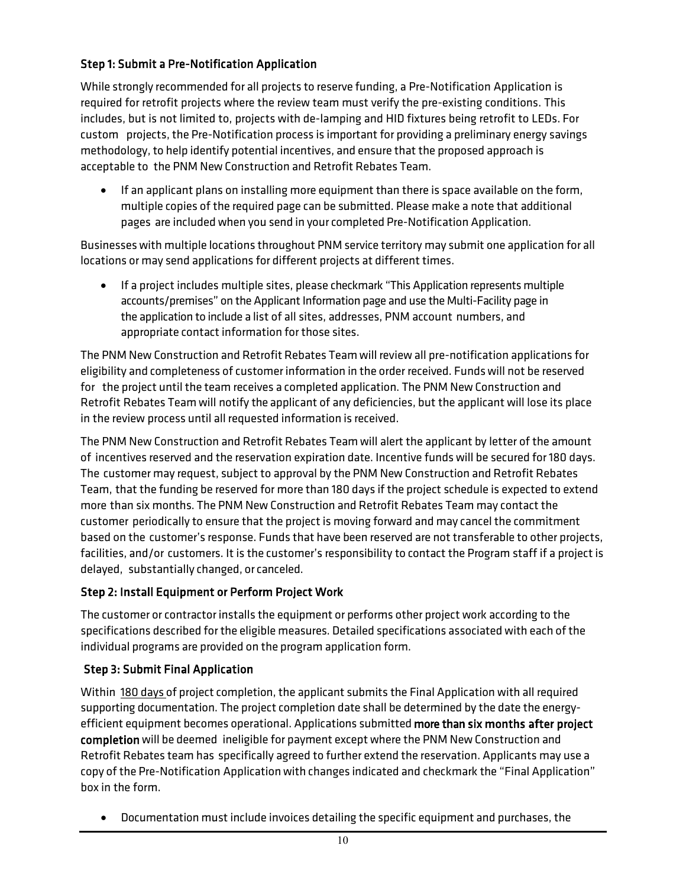### Step 1: Submit a Pre-Notification Application

While strongly recommended for all projects to reserve funding, a Pre-Notification Application is required for retrofit projects where the review team must verify the pre-existing conditions. This includes, but is not limited to, projects with de-lamping and HID fixtures being retrofit to LEDs. For custom projects, the Pre-Notification process is important for providing a preliminary energy savings methodology, to help identify potential incentives, and ensure that the proposed approach is acceptable to the PNM New Construction and Retrofit Rebates Team.

- If an applicant plans on installing more equipment than there is space available on the form, multiple copies of the required page can be submitted. Please make a note that additional pages are included when you send in your completed Pre-Notification Application.

Businesses with multiple locations throughout PNM service territory may submit one application for all locations or may send applications for different projects at different times.

- If a project includes multiple sites, please checkmark "This Application represents multiple accounts/premises" on the Applicant Information page and use the Multi-Facility page in the application to include a list of all sites, addresses, PNM account numbers, and appropriate contact information for those sites.

The PNM New Construction and Retrofit Rebates Team will review all pre-notification applications for eligibility and completeness of customer information in the order received. Funds will not be reserved for the project until the team receives a completed application. The PNM New Construction and Retrofit Rebates Team will notify the applicant of any deficiencies, but the applicant will lose its place in the review process until all requested information is received.

The PNM New Construction and Retrofit Rebates Team will alert the applicant by letter of the amount of incentives reserved and the reservation expiration date. Incentive funds will be secured for 180 days. The customer may request, subject to approval by the PNM New Construction and Retrofit Rebates Team, that the funding be reserved for more than 180 days if the project schedule is expected to extend more than six months. The PNM New Construction and Retrofit Rebates Team may contact the customer periodically to ensure that the project is moving forward and may cancel the commitment based on the customer's response. Funds that have been reserved are not transferable to other projects, facilities, and/or customers. It is the customer's responsibility to contact the Program staff if a project is delayed, substantially changed, or canceled.

### Step 2: Install Equipment or Perform Project Work

The customer or contractor installs the equipment or performs other project work according to the specifications described for the eligible measures. Detailed specifications associated with each of the individual programs are provided on the program application form.

### Step 3: Submit Final Application

Within 180 days of project completion, the applicant submits the Final Application with all required supporting documentation. The project completion date shall be determined by the date the energy-efficient equipment becomes operational. Applications submitted **more than six months after project completion** will be deemed ineligible for payment except where the PNM New Construction and Retrofit Rebates team has specifically agreed to further extend the reservation. Applicants may use a copy of the Pre-Notification Application with changes indicated and checkmark the "Final Application" box in the form.

- Documentation must include invoices detailing the specific equipment and purchases, the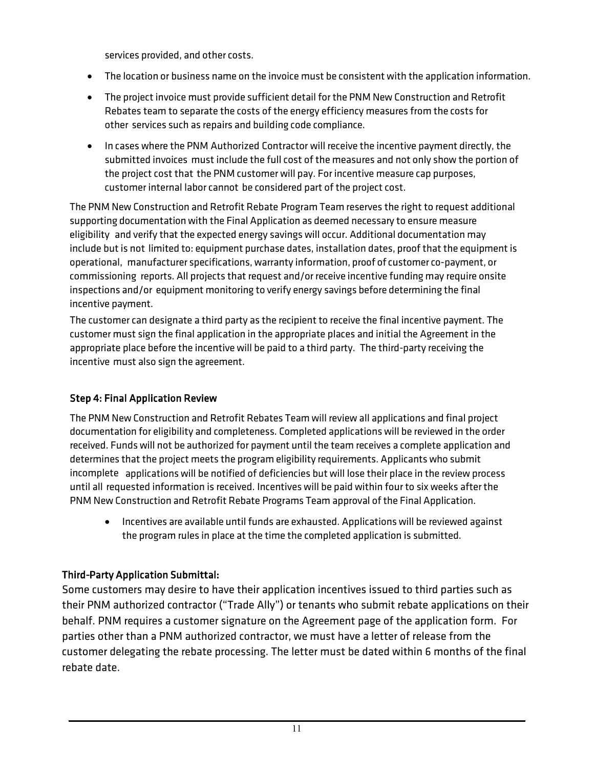services provided, and other costs.

- The location or business name on the invoice must be consistent with the application information.
- The project invoice must provide sufficient detail for the PNM New Construction and Retrofit Rebates team to separate the costs of the energy efficiency measures from the costs for other services such as repairs and building code compliance.
- In cases where the PNM Authorized Contractor will receive the incentive payment directly, the submitted invoices must include the full cost of the measures and not only show the portion of the project cost that the PNM customer will pay. For incentive measure cap purposes, customer internal labor cannot be considered part of the project cost.

The PNM New Construction and Retrofit Rebate Program Team reserves the right to request additional supporting documentation with the Final Application as deemed necessary to ensure measure eligibility and verify that the expected energy savings will occur. Additional documentation may include but is not limited to: equipment purchase dates, installation dates, proof that the equipment is operational, manufacturer specifications, warranty information, proof of customer co-payment, or commissioning reports. All projects that request and/or receive incentive funding may require onsite inspections and/or equipment monitoring to verify energy savings before determining the final incentive payment.

The customer can designate a third party as the recipient to receive the final incentive payment. The customer must sign the final application in the appropriate places and initial the Agreement in the appropriate place before the incentive will be paid to a third party. The third-party receiving the incentive must also sign the agreement.

### Step 4: Final Application Review

The PNM New Construction and Retrofit Rebates Team will review all applications and final project documentation for eligibility and completeness. Completed applications will be reviewed in the order received. Funds will not be authorized for payment until the team receives a complete application and determines that the project meets the program eligibility requirements. Applicants who submit incomplete applications will be notified of deficiencies but will lose their place in the review process until all requested information is received. Incentives will be paid within four to six weeks after the PNM New Construction and Retrofit Rebate Programs Team approval of the Final Application.

- Incentives are available until funds are exhausted. Applications will be reviewed against the program rules in place at the time the completed application is submitted.

### Third-Party Application Submittal:

Some customers may desire to have their application incentives issued to third parties such as their PNM authorized contractor ("Trade Ally") or tenants who submit rebate applications on their behalf. PNM requires a customer signature on the Agreement page of the application form. For parties other than a PNM authorized contractor, we must have a letter of release from the customer delegating the rebate processing. The letter must be dated within 6 months of the final rebate date.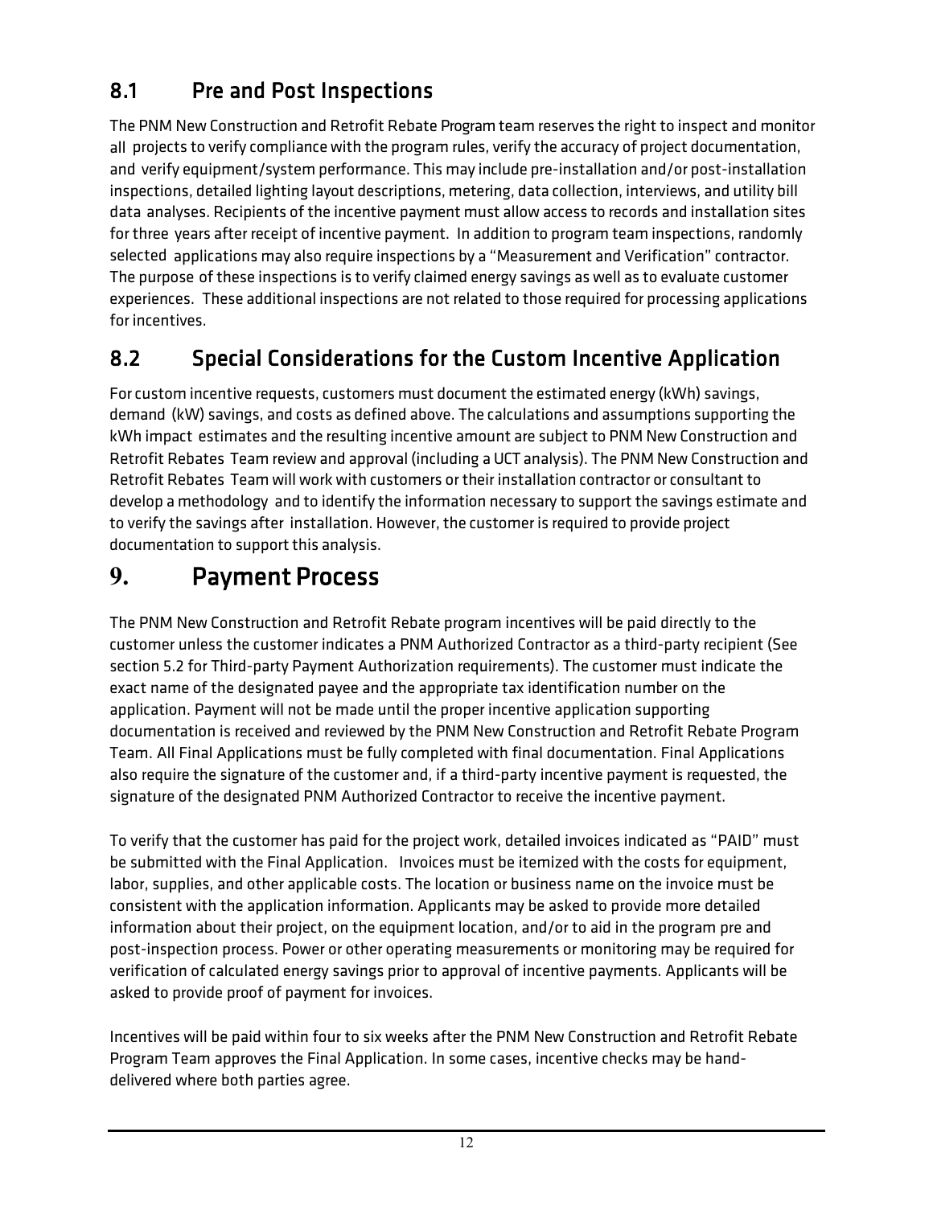## 8.1 Pre and Post Inspections

The PNM New Construction and Retrofit Rebate Program team reserves the right to inspect and monitor all projects to verify compliance with the program rules, verify the accuracy of project documentation, and verify equipment/system performance. This may include pre-installation and/or post-installation inspections, detailed lighting layout descriptions, metering, data collection, interviews, and utility bill data analyses. Recipients of the incentive payment must allow access to records and installation sites for three years after receipt of incentive payment. In addition to program team inspections, randomly selected applications may also require inspections by a "Measurement and Verification" contractor. The purpose of these inspections is to verify claimed energy savings as well as to evaluate customer experiences. These additional inspections are not related to those required for processing applications for incentives.

## 8.2 Special Considerations for the Custom Incentive Application

For custom incentive requests, customers must document the estimated energy (kWh) savings, demand (kW) savings, and costs as defined above. The calculations and assumptions supporting the kWh impact estimates and the resulting incentive amount are subject to PNM New Construction and Retrofit Rebates Team review and approval (including a UCT analysis). The PNM New Construction and Retrofit Rebates Team will work with customers or their installation contractor or consultant to develop a methodology and to identify the information necessary to support the savings estimate and to verify the savings after installation. However, the customer is required to provide project documentation to support this analysis.

# 9. Payment Process

The PNM New Construction and Retrofit Rebate program incentives will be paid directly to the customer unless the customer indicates a PNM Authorized Contractor as a third-party recipient (See section 5.2 for Third-party Payment Authorization requirements). The customer must indicate the exact name of the designated payee and the appropriate tax identification number on the application. Payment will not be made until the proper incentive application supporting documentation is received and reviewed by the PNM New Construction and Retrofit Rebate Program Team. All Final Applications must be fully completed with final documentation. Final Applications also require the signature of the customer and, if a third-party incentive payment is requested, the signature of the designated PNM Authorized Contractor to receive the incentive payment.

To verify that the customer has paid for the project work, detailed invoices indicated as "PAID" must be submitted with the Final Application. Invoices must be itemized with the costs for equipment, labor, supplies, and other applicable costs. The location or business name on the invoice must be consistent with the application information. Applicants may be asked to provide more detailed information about their project, on the equipment location, and/or to aid in the program pre and post-inspection process. Power or other operating measurements or monitoring may be required for verification of calculated energy savings prior to approval of incentive payments. Applicants will be asked to provide proof of payment for invoices.

Incentives will be paid within four to six weeks after the PNM New Construction and Retrofit Rebate Program Team approves the Final Application. In some cases, incentive checks may be hand-delivered where both parties agree.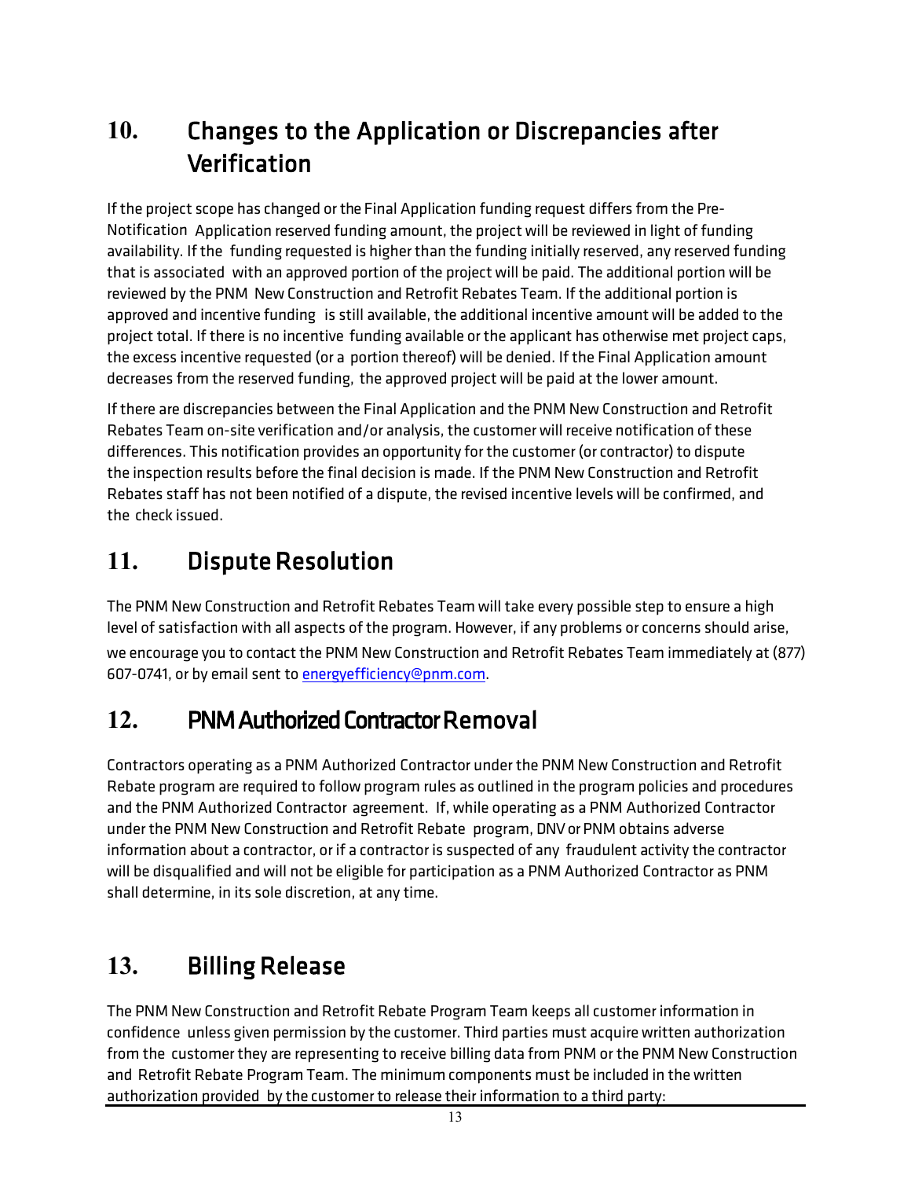## 10. Changes to the Application or Discrepancies after Verification

If the project scope has changed or the Final Application funding request differs from the Pre-Notification Application reserved funding amount, the project will be reviewed in light of funding availability. If the funding requested is higher than the funding initially reserved, any reserved funding that is associated with an approved portion of the project will be paid. The additional portion will be reviewed by the PNM New Construction and Retrofit Rebates Team. If the additional portion is approved and incentive funding is still available, the additional incentive amount will be added to the project total. If there is no incentive funding available or the applicant has otherwise met project caps, the excess incentive requested (or a portion thereof) will be denied. If the Final Application amount decreases from the reserved funding, the approved project will be paid at the lower amount.

If there are discrepancies between the Final Application and the PNM New Construction and Retrofit Rebates Team on-site verification and/or analysis, the customer will receive notification of these differences. This notification provides an opportunity for the customer (or contractor) to dispute the inspection results before the final decision is made. If the PNM New Construction and Retrofit Rebates staff has not been notified of a dispute, the revised incentive levels will be confirmed, and the check issued.

## 11. Dispute Resolution

The PNM New Construction and Retrofit Rebates Team will take every possible step to ensure a high level of satisfaction with all aspects of the program. However, if any problems or concerns should arise, we encourage you to contact the PNM New Construction and Retrofit Rebates Team immediately at (877) 607-0741, or by email sent to energyefficiency@pnm.com.

## 12. PNM Authorized Contractor Removal

Contractors operating as a PNM Authorized Contractor under the PNM New Construction and Retrofit Rebate program are required to follow program rules as outlined in the program policies and procedures and the PNM Authorized Contractor agreement. If, while operating as a PNM Authorized Contractor under the PNM New Construction and Retrofit Rebate program, DNV or PNM obtains adverse information about a contractor, or if a contractor is suspected of any fraudulent activity the contractor will be disqualified and will not be eligible for participation as a PNM Authorized Contractor as PNM shall determine, in its sole discretion, at any time.

## 13. Billing Release

The PNM New Construction and Retrofit Rebate Program Team keeps all customer information in confidence unless given permission by the customer. Third parties must acquire written authorization from the customer they are representing to receive billing data from PNM or the PNM New Construction and Retrofit Rebate Program Team. The minimum components must be included in the written authorization provided by the customer to release their information to a third party: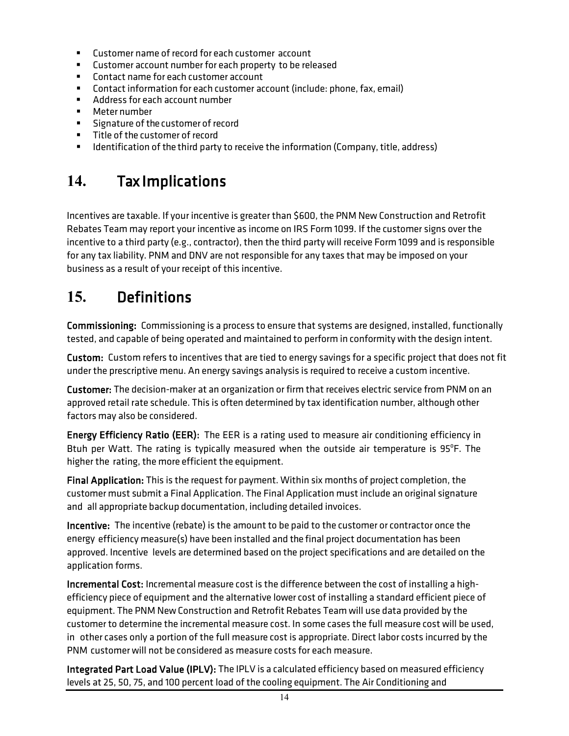- Customer name of record for each customer account
- Customer account number for each property to be released
- Contact name for each customer account
- Contact information for each customer account (include: phone, fax, email)
- Address for each account number
- Meter number
- Signature of the customer of record
- Title of the customer of record
- Identification of the third party to receive the information (Company, title, address)

## 14. Tax Implications

Incentives are taxable. If your incentive is greater than $600, the PNM New Construction and Retrofit Rebates Team may report your incentive as income on IRS Form 1099. If the customer signs over the incentive to a third party (e.g., contractor), then the third party will receive Form 1099 and is responsible for any tax liability. PNM and DNV are not responsible for any taxes that may be imposed on your business as a result of your receipt of this incentive.

## 15. Definitions

**Commissioning:** Commissioning is a process to ensure that systems are designed, installed, functionally tested, and capable of being operated and maintained to perform in conformity with the design intent.

**Custom:** Custom refers to incentives that are tied to energy savings for a specific project that does not fit under the prescriptive menu. An energy savings analysis is required to receive a custom incentive.

**Customer:** The decision-maker at an organization or firm that receives electric service from PNM on an approved retail rate schedule. This is often determined by tax identification number, although other factors may also be considered.

**Energy Efficiency Ratio (EER):** The EER is a rating used to measure air conditioning efficiency in Btuh per Watt. The rating is typically measured when the outside air temperature is 95°F. The higher the rating, the more efficient the equipment.

**Final Application:** This is the request for payment. Within six months of project completion, the customer must submit a Final Application. The Final Application must include an original signature and all appropriate backup documentation, including detailed invoices.

**Incentive:** The incentive (rebate) is the amount to be paid to the customer or contractor once the energy efficiency measure(s) have been installed and the final project documentation has been approved. Incentive levels are determined based on the project specifications and are detailed on the application forms.

**Incremental Cost:** Incremental measure cost is the difference between the cost of installing a high-efficiency piece of equipment and the alternative lower cost of installing a standard efficient piece of equipment. The PNM New Construction and Retrofit Rebates Team will use data provided by the customer to determine the incremental measure cost. In some cases the full measure cost will be used, in other cases only a portion of the full measure cost is appropriate. Direct labor costs incurred by the PNM customer will not be considered as measure costs for each measure.

**Integrated Part Load Value (IPLV):** The IPLV is a calculated efficiency based on measured efficiency levels at 25, 50, 75, and 100 percent load of the cooling equipment. The Air Conditioning and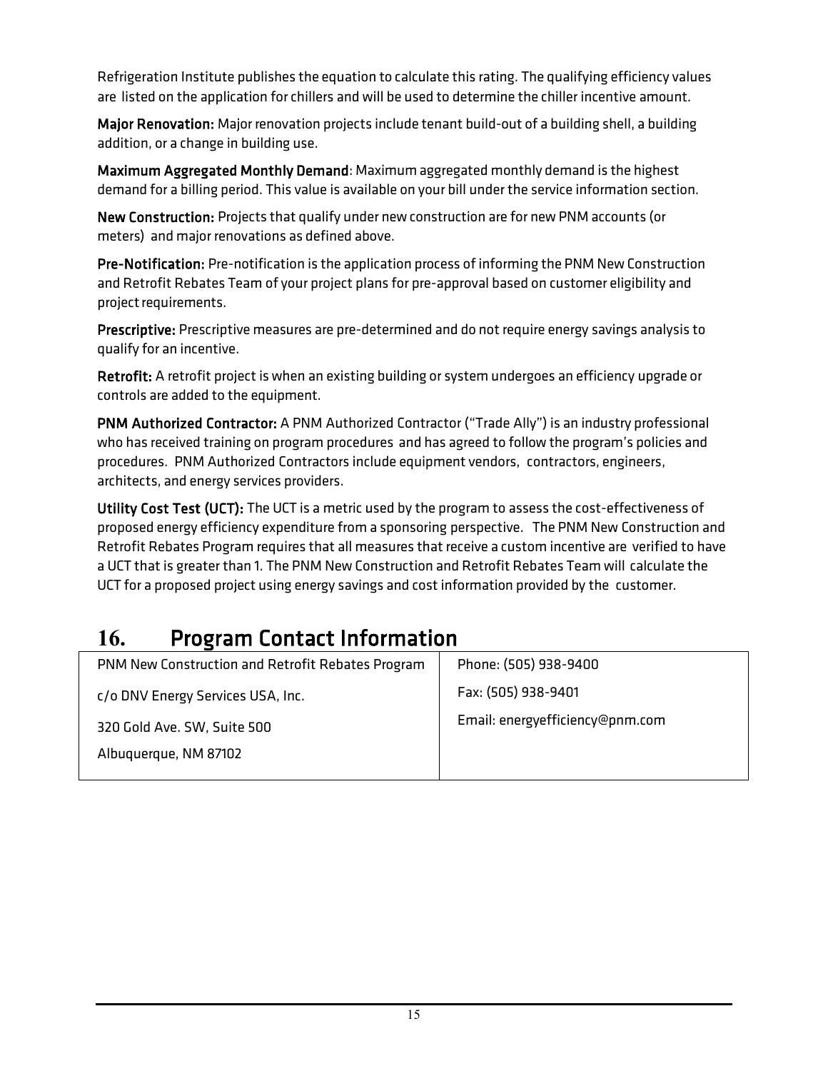Refrigeration Institute publishes the equation to calculate this rating. The qualifying efficiency values are listed on the application for chillers and will be used to determine the chiller incentive amount.

**Major Renovation:** Major renovation projects include tenant build-out of a building shell, a building addition, or a change in building use.

**Maximum Aggregated Monthly Demand**: Maximum aggregated monthly demand is the highest demand for a billing period. This value is available on your bill under the service information section.

**New Construction:** Projects that qualify under new construction are for new PNM accounts (or meters) and major renovations as defined above.

**Pre-Notification:** Pre-notification is the application process of informing the PNM New Construction and Retrofit Rebates Team of your project plans for pre-approval based on customer eligibility and project requirements.

**Prescriptive:** Prescriptive measures are pre-determined and do not require energy savings analysis to qualify for an incentive.

**Retrofit:** A retrofit project is when an existing building or system undergoes an efficiency upgrade or controls are added to the equipment.

**PNM Authorized Contractor:** A PNM Authorized Contractor ("Trade Ally") is an industry professional who has received training on program procedures and has agreed to follow the program's policies and procedures. PNM Authorized Contractors include equipment vendors, contractors, engineers, architects, and energy services providers.

**Utility Cost Test (UCT):** The UCT is a metric used by the program to assess the cost-effectiveness of proposed energy efficiency expenditure from a sponsoring perspective. The PNM New Construction and Retrofit Rebates Program requires that all measures that receive a custom incentive are verified to have a UCT that is greater than 1. The PNM New Construction and Retrofit Rebates Team will calculate the UCT for a proposed project using energy savings and cost information provided by the customer.

## 16. Program Contact Information

| | |
|---|---|
| PNM New Construction and Retrofit Rebates Program<br>c/o DNV Energy Services USA, Inc.<br>320 Gold Ave. SW, Suite 500<br>Albuquerque, NM 87102 | Phone: (505) 938-9400<br>Fax: (505) 938-9401<br>Email: energyefficiency@pnm.com |